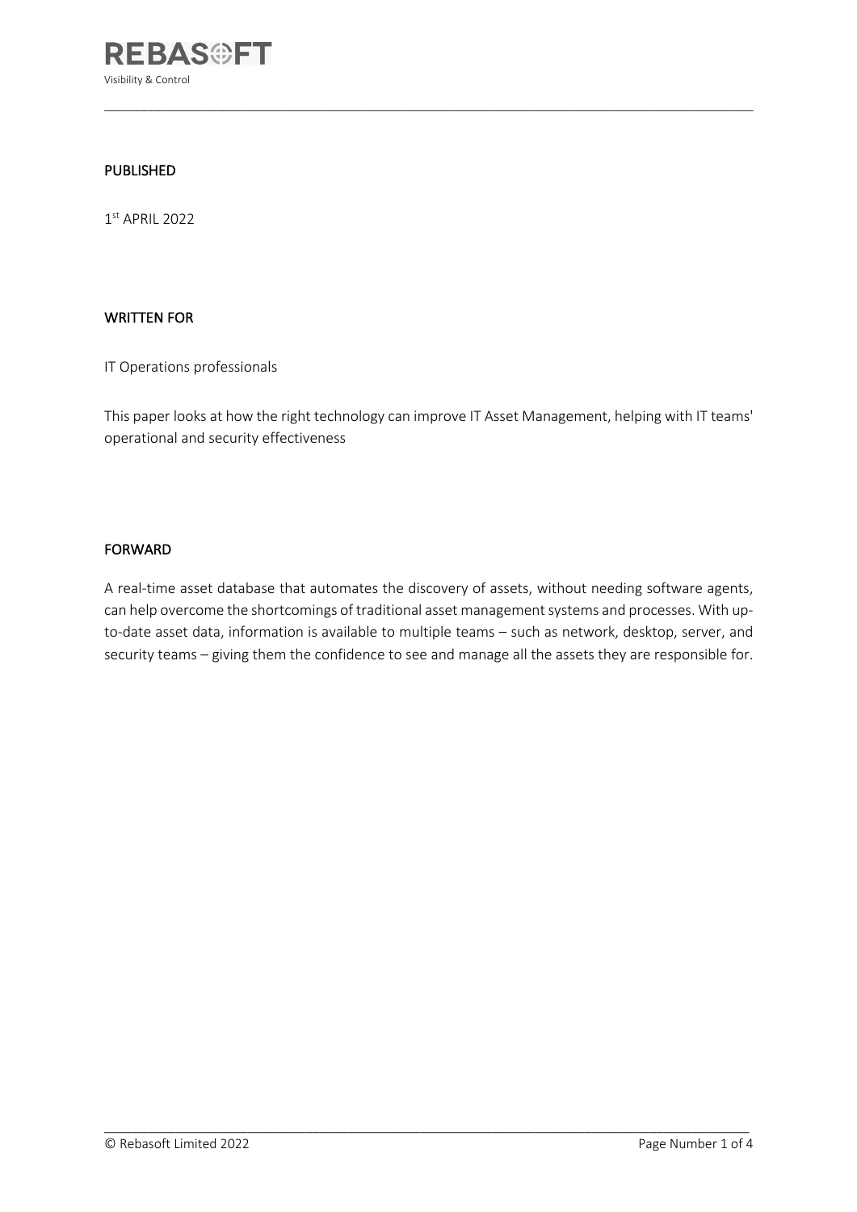## PUBLISHED

1st APRIL 2022

## WRITTEN FOR

IT Operations professionals

This paper looks at how the right technology can improve IT Asset Management, helping with IT teams' operational and security effectiveness

## FORWARD

A real-time asset database that automates the discovery of assets, without needing software agents, can help overcome the shortcomings of traditional asset management systems and processes. With up-to-date asset data, information is available to multiple teams – such as network, desktop, server, and security teams – giving them the confidence to see and manage all the assets they are responsible for.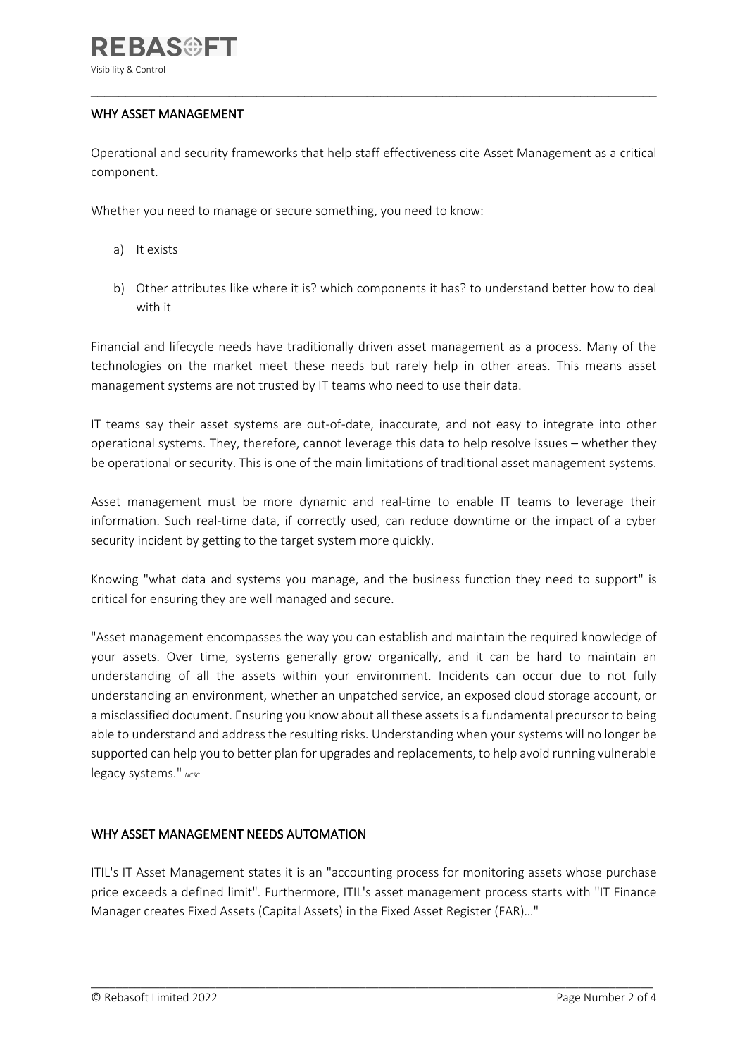## WHY ASSET MANAGEMENT

Operational and security frameworks that help staff effectiveness cite Asset Management as a critical component.

Whether you need to manage or secure something, you need to know:

a) It exists

b) Other attributes like where it is? which components it has? to understand better how to deal with it

Financial and lifecycle needs have traditionally driven asset management as a process. Many of the technologies on the market meet these needs but rarely help in other areas. This means asset management systems are not trusted by IT teams who need to use their data.

IT teams say their asset systems are out-of-date, inaccurate, and not easy to integrate into other operational systems. They, therefore, cannot leverage this data to help resolve issues – whether they be operational or security. This is one of the main limitations of traditional asset management systems.

Asset management must be more dynamic and real-time to enable IT teams to leverage their information. Such real-time data, if correctly used, can reduce downtime or the impact of a cyber security incident by getting to the target system more quickly.

Knowing "what data and systems you manage, and the business function they need to support" is critical for ensuring they are well managed and secure.

"Asset management encompasses the way you can establish and maintain the required knowledge of your assets. Over time, systems generally grow organically, and it can be hard to maintain an understanding of all the assets within your environment. Incidents can occur due to not fully understanding an environment, whether an unpatched service, an exposed cloud storage account, or a misclassified document. Ensuring you know about all these assets is a fundamental precursor to being able to understand and address the resulting risks. Understanding when your systems will no longer be supported can help you to better plan for upgrades and replacements, to help avoid running vulnerable legacy systems." NCSC

## WHY ASSET MANAGEMENT NEEDS AUTOMATION

ITIL's IT Asset Management states it is an "accounting process for monitoring assets whose purchase price exceeds a defined limit". Furthermore, ITIL's asset management process starts with "IT Finance Manager creates Fixed Assets (Capital Assets) in the Fixed Asset Register (FAR)…"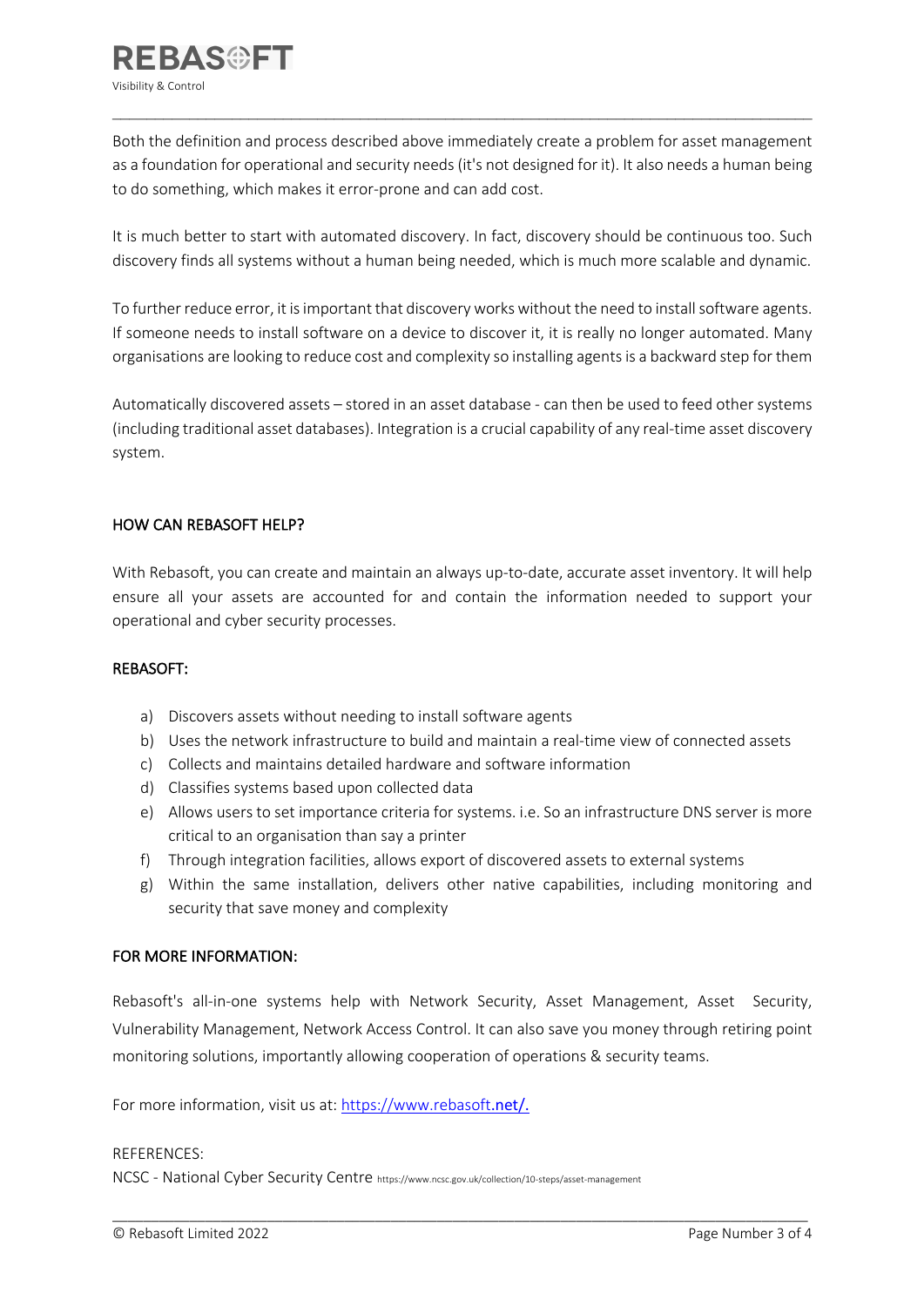Both the definition and process described above immediately create a problem for asset management as a foundation for operational and security needs (it's not designed for it). It also needs a human being to do something, which makes it error-prone and can add cost.

It is much better to start with automated discovery. In fact, discovery should be continuous too. Such discovery finds all systems without a human being needed, which is much more scalable and dynamic.

To further reduce error, it is important that discovery works without the need to install software agents. If someone needs to install software on a device to discover it, it is really no longer automated. Many organisations are looking to reduce cost and complexity so installing agents is a backward step for them

Automatically discovered assets – stored in an asset database - can then be used to feed other systems (including traditional asset databases). Integration is a crucial capability of any real-time asset discovery system.

## HOW CAN REBASOFT HELP?

With Rebasoft, you can create and maintain an always up-to-date, accurate asset inventory. It will help ensure all your assets are accounted for and contain the information needed to support your operational and cyber security processes.

## REBASOFT:

a) Discovers assets without needing to install software agents
b) Uses the network infrastructure to build and maintain a real-time view of connected assets
c) Collects and maintains detailed hardware and software information
d) Classifies systems based upon collected data
e) Allows users to set importance criteria for systems. i.e. So an infrastructure DNS server is more critical to an organisation than say a printer
f) Through integration facilities, allows export of discovered assets to external systems
g) Within the same installation, delivers other native capabilities, including monitoring and security that save money and complexity

## FOR MORE INFORMATION:

Rebasoft's all-in-one systems help with Network Security, Asset Management, Asset Security, Vulnerability Management, Network Access Control. It can also save you money through retiring point monitoring solutions, importantly allowing cooperation of operations & security teams.

For more information, visit us at: https://www.rebasoft.net/.

REFERENCES:
NCSC - National Cyber Security Centre https://www.ncsc.gov.uk/collection/10-steps/asset-management

© Rebasoft Limited 2022